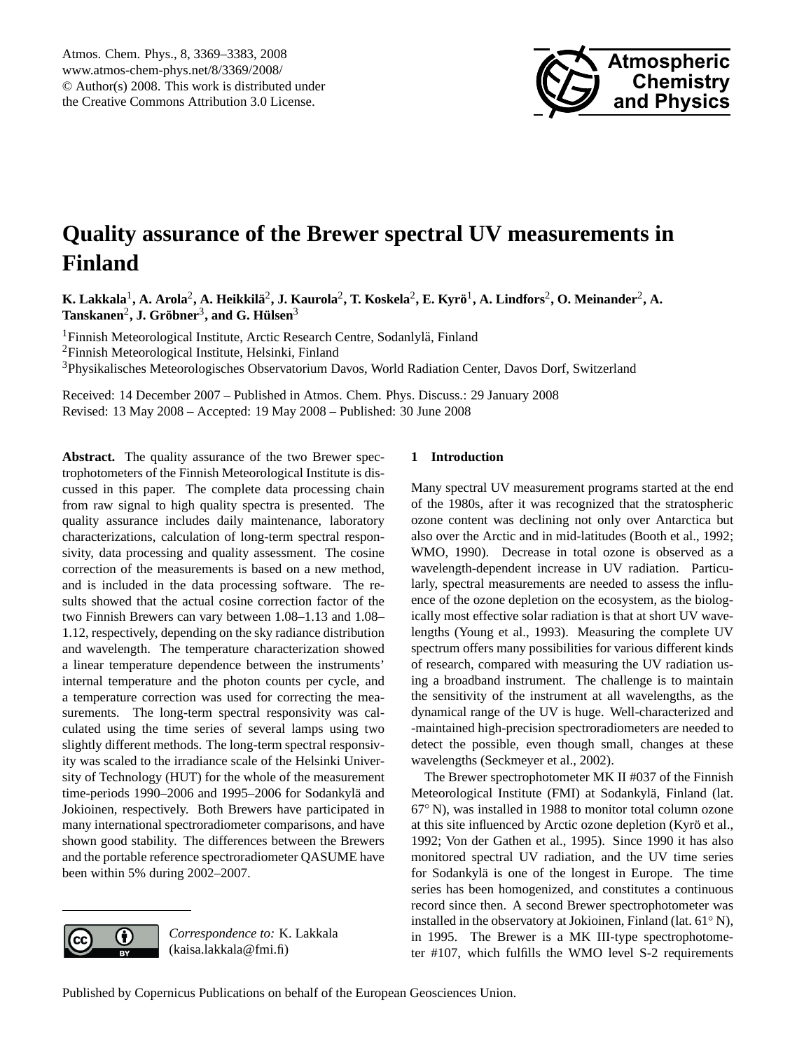# Quality assurance of the Brewer spectral UV measurements in Finland

**K. Lakkala[1], A. Arola[2], A. Heikkilä[2], J. Kaurola[2], T. Koskela[2], E. Kyrö[1], A. Lindfors[2], O. Meinander[2], A. Tanskanen[2], J. Gröbner[3], and G. Hülsen[3]**

[1]Finnish Meteorological Institute, Arctic Research Centre, Sodanlylä, Finland
[2]Finnish Meteorological Institute, Helsinki, Finland
[3]Physikalisches Meteorologisches Observatorium Davos, World Radiation Center, Davos Dorf, Switzerland

Received: 14 December 2007 – Published in Atmos. Chem. Phys. Discuss.: 29 January 2008
Revised: 13 May 2008 – Accepted: 19 May 2008 – Published: 30 June 2008

**Abstract.** The quality assurance of the two Brewer spectrophotometers of the Finnish Meteorological Institute is discussed in this paper. The complete data processing chain from raw signal to high quality spectra is presented. The quality assurance includes daily maintenance, laboratory characterizations, calculation of long-term spectral responsivity, data processing and quality assessment. The cosine correction of the measurements is based on a new method, and is included in the data processing software. The results showed that the actual cosine correction factor of the two Finnish Brewers can vary between 1.08–1.13 and 1.08–1.12, respectively, depending on the sky radiance distribution and wavelength. The temperature characterization showed a linear temperature dependence between the instruments' internal temperature and the photon counts per cycle, and a temperature correction was used for correcting the measurements. The long-term spectral responsivity was calculated using the time series of several lamps using two slightly different methods. The long-term spectral responsivity was scaled to the irradiance scale of the Helsinki University of Technology (HUT) for the whole of the measurement time-periods 1990–2006 and 1995–2006 for Sodankylä and Jokioinen, respectively. Both Brewers have participated in many international spectroradiometer comparisons, and have shown good stability. The differences between the Brewers and the portable reference spectroradiometer QASUME have been within 5% during 2002–2007.

*Correspondence to:* K. Lakkala (kaisa.lakkala@fmi.fi)

## 1 Introduction

Many spectral UV measurement programs started at the end of the 1980s, after it was recognized that the stratospheric ozone content was declining not only over Antarctica but also over the Arctic and in mid-latitudes (Booth et al., 1992; WMO, 1990). Decrease in total ozone is observed as a wavelength-dependent increase in UV radiation. Particularly, spectral measurements are needed to assess the influence of the ozone depletion on the ecosystem, as the biologically most effective solar radiation is that at short UV wavelengths (Young et al., 1993). Measuring the complete UV spectrum offers many possibilities for various different kinds of research, compared with measuring the UV radiation using a broadband instrument. The challenge is to maintain the sensitivity of the instrument at all wavelengths, as the dynamical range of the UV is huge. Well-characterized and -maintained high-precision spectroradiometers are needed to detect the possible, even though small, changes at these wavelengths (Seckmeyer et al., 2002).

The Brewer spectrophotometer MK II #037 of the Finnish Meteorological Institute (FMI) at Sodankylä, Finland (lat. 67° N), was installed in 1988 to monitor total column ozone at this site influenced by Arctic ozone depletion (Kyrö et al., 1992; Von der Gathen et al., 1995). Since 1990 it has also monitored spectral UV radiation, and the UV time series for Sodankylä is one of the longest in Europe. The time series has been homogenized, and constitutes a continuous record since then. A second Brewer spectrophotometer was installed in the observatory at Jokioinen, Finland (lat. 61° N), in 1995. The Brewer is a MK III-type spectrophotometer #107, which fulfills the WMO level S-2 requirements

Published by Copernicus Publications on behalf of the European Geosciences Union.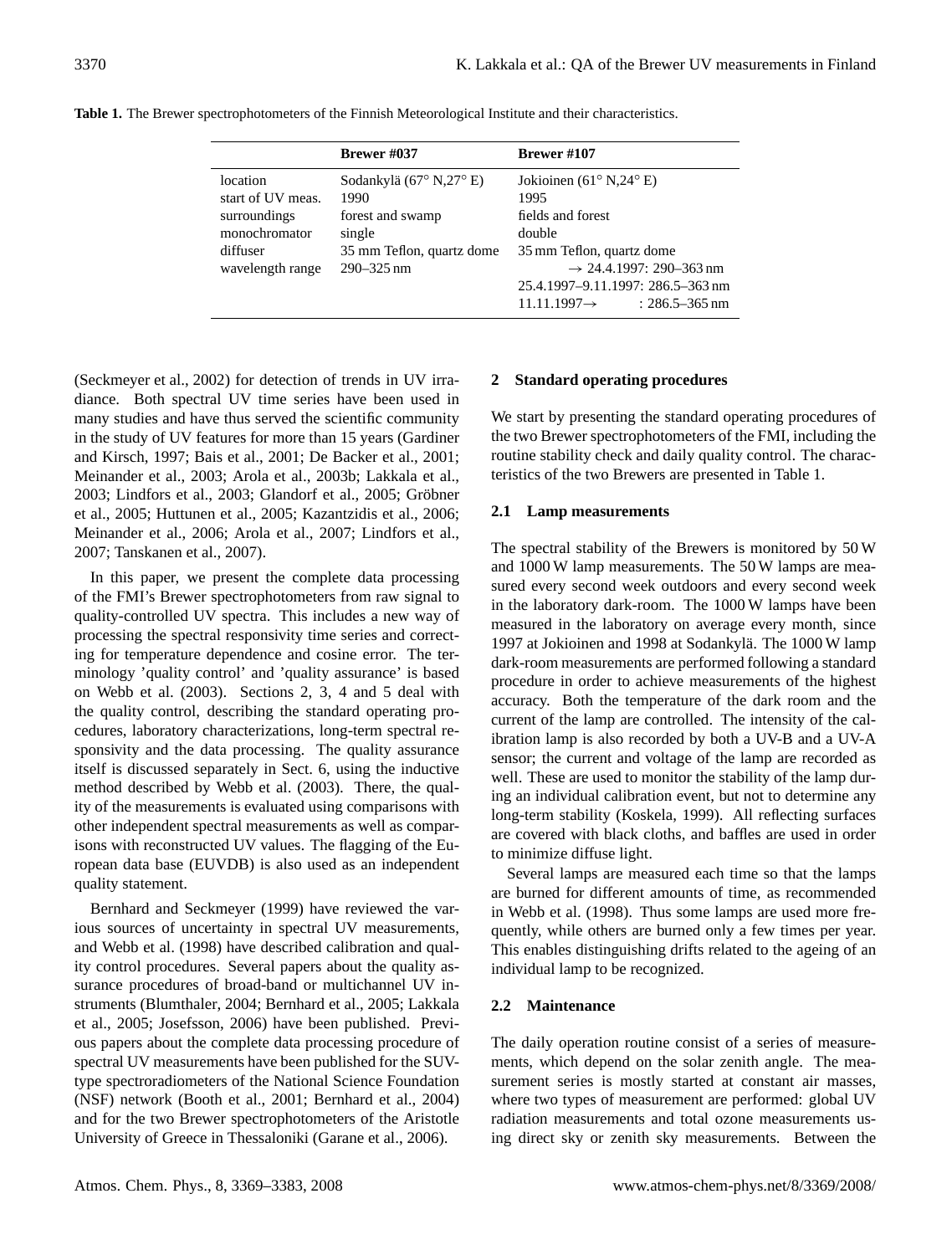**Table 1.** The Brewer spectrophotometers of the Finnish Meteorological Institute and their characteristics.

| | Brewer #037 | Brewer #107 |
|---|---|---|
| location | Sodankylä (67° N,27° E) | Jokioinen (61° N,24° E) |
| start of UV meas. | 1990 | 1995 |
| surroundings | forest and swamp | fields and forest |
| monochromator | single | double |
| diffuser | 35 mm Teflon, quartz dome | 35 mm Teflon, quartz dome |
| wavelength range | 290–325 nm | → 24.4.1997: 290–363 nm |
| | | 25.4.1997–9.11.1997: 286.5–363 nm |
| | | 11.11.1997→ : 286.5–365 nm |

(Seckmeyer et al., 2002) for detection of trends in UV irradiance. Both spectral UV time series have been used in many studies and have thus served the scientific community in the study of UV features for more than 15 years (Gardiner and Kirsch, 1997; Bais et al., 2001; De Backer et al., 2001; Meinander et al., 2003; Arola et al., 2003b; Lakkala et al., 2003; Lindfors et al., 2003; Glandorf et al., 2005; Gröbner et al., 2005; Huttunen et al., 2005; Kazantzidis et al., 2006; Meinander et al., 2006; Arola et al., 2007; Lindfors et al., 2007; Tanskanen et al., 2007).

In this paper, we present the complete data processing of the FMI's Brewer spectrophotometers from raw signal to quality-controlled UV spectra. This includes a new way of processing the spectral responsivity time series and correcting for temperature dependence and cosine error. The terminology 'quality control' and 'quality assurance' is based on Webb et al. (2003). Sections 2, 3, 4 and 5 deal with the quality control, describing the standard operating procedures, laboratory characterizations, long-term spectral responsivity and the data processing. The quality assurance itself is discussed separately in Sect. 6, using the inductive method described by Webb et al. (2003). There, the quality of the measurements is evaluated using comparisons with other independent spectral measurements as well as comparisons with reconstructed UV values. The flagging of the European data base (EUVDB) is also used as an independent quality statement.

Bernhard and Seckmeyer (1999) have reviewed the various sources of uncertainty in spectral UV measurements, and Webb et al. (1998) have described calibration and quality control procedures. Several papers about the quality assurance procedures of broad-band or multichannel UV instruments (Blumthaler, 2004; Bernhard et al., 2005; Lakkala et al., 2005; Josefsson, 2006) have been published. Previous papers about the complete data processing procedure of spectral UV measurements have been published for the SUV-type spectroradiometers of the National Science Foundation (NSF) network (Booth et al., 2001; Bernhard et al., 2004) and for the two Brewer spectrophotometers of the Aristotle University of Greece in Thessaloniki (Garane et al., 2006).

## 2 Standard operating procedures

We start by presenting the standard operating procedures of the two Brewer spectrophotometers of the FMI, including the routine stability check and daily quality control. The characteristics of the two Brewers are presented in Table 1.

### 2.1 Lamp measurements

The spectral stability of the Brewers is monitored by 50 W and 1000 W lamp measurements. The 50 W lamps are measured every second week outdoors and every second week in the laboratory dark-room. The 1000 W lamps have been measured in the laboratory on average every month, since 1997 at Jokioinen and 1998 at Sodankylä. The 1000 W lamp dark-room measurements are performed following a standard procedure in order to achieve measurements of the highest accuracy. Both the temperature of the dark room and the current of the lamp are controlled. The intensity of the calibration lamp is also recorded by both a UV-B and a UV-A sensor; the current and voltage of the lamp are recorded as well. These are used to monitor the stability of the lamp during an individual calibration event, but not to determine any long-term stability (Koskela, 1999). All reflecting surfaces are covered with black cloths, and baffles are used in order to minimize diffuse light.

Several lamps are measured each time so that the lamps are burned for different amounts of time, as recommended in Webb et al. (1998). Thus some lamps are used more frequently, while others are burned only a few times per year. This enables distinguishing drifts related to the ageing of an individual lamp to be recognized.

### 2.2 Maintenance

The daily operation routine consist of a series of measurements, which depend on the solar zenith angle. The measurement series is mostly started at constant air masses, where two types of measurement are performed: global UV radiation measurements and total ozone measurements using direct sky or zenith sky measurements. Between the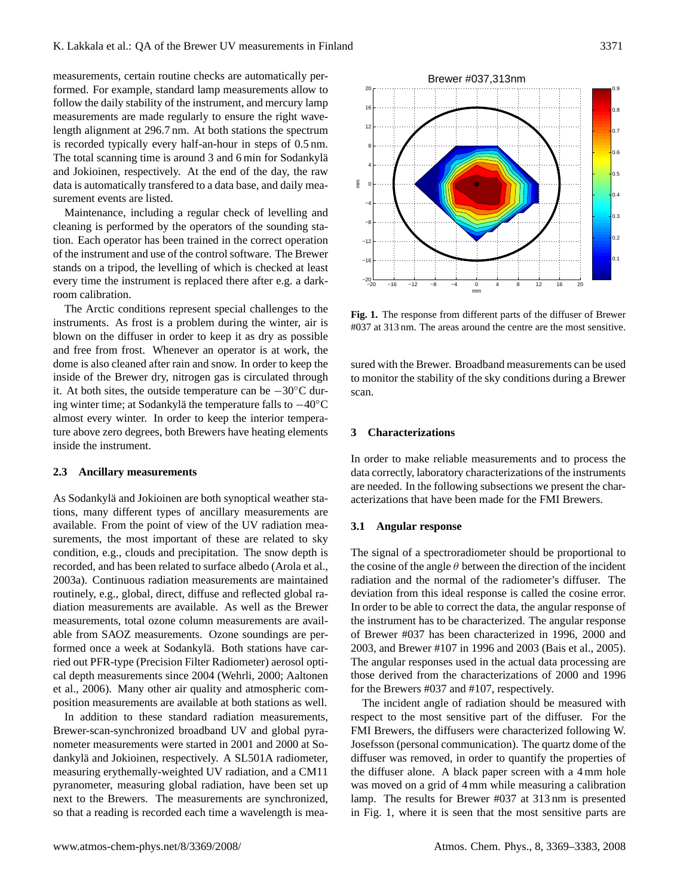measurements, certain routine checks are automatically performed. For example, standard lamp measurements allow to follow the daily stability of the instrument, and mercury lamp measurements are made regularly to ensure the right wavelength alignment at 296.7 nm. At both stations the spectrum is recorded typically every half-an-hour in steps of 0.5 nm. The total scanning time is around 3 and 6 min for Sodankylä and Jokioinen, respectively. At the end of the day, the raw data is automatically transfered to a data base, and daily measurement events are listed.

Maintenance, including a regular check of levelling and cleaning is performed by the operators of the sounding station. Each operator has been trained in the correct operation of the instrument and use of the control software. The Brewer stands on a tripod, the levelling of which is checked at least every time the instrument is replaced there after e.g. a darkroom calibration.

The Arctic conditions represent special challenges to the instruments. As frost is a problem during the winter, air is blown on the diffuser in order to keep it as dry as possible and free from frost. Whenever an operator is at work, the dome is also cleaned after rain and snow. In order to keep the inside of the Brewer dry, nitrogen gas is circulated through it. At both sites, the outside temperature can be $-30^{\circ}$C during winter time; at Sodankylä the temperature falls to $-40^{\circ}$C almost every winter. In order to keep the interior temperature above zero degrees, both Brewers have heating elements inside the instrument.

### 2.3 Ancillary measurements

As Sodankylä and Jokioinen are both synoptical weather stations, many different types of ancillary measurements are available. From the point of view of the UV radiation measurements, the most important of these are related to sky condition, e.g., clouds and precipitation. The snow depth is recorded, and has been related to surface albedo (Arola et al., 2003a). Continuous radiation measurements are maintained routinely, e.g., global, direct, diffuse and reflected global radiation measurements are available. As well as the Brewer measurements, total ozone column measurements are available from SAOZ measurements. Ozone soundings are performed once a week at Sodankylä. Both stations have carried out PFR-type (Precision Filter Radiometer) aerosol optical depth measurements since 2004 (Wehrli, 2000; Aaltonen et al., 2006). Many other air quality and atmospheric composition measurements are available at both stations as well.

In addition to these standard radiation measurements, Brewer-scan-synchronized broadband UV and global pyranometer measurements were started in 2001 and 2000 at Sodankylä and Jokioinen, respectively. A SL501A radiometer, measuring erythemally-weighted UV radiation, and a CM11 pyranometer, measuring global radiation, have been set up next to the Brewers. The measurements are synchronized, so that a reading is recorded each time a wavelength is measured with the Brewer. Broadband measurements can be used to monitor the stability of the sky conditions during a Brewer scan.

**Fig. 1.** The response from different parts of the diffuser of Brewer #037 at 313 nm. The areas around the centre are the most sensitive.

## 3 Characterizations

In order to make reliable measurements and to process the data correctly, laboratory characterizations of the instruments are needed. In the following subsections we present the characterizations that have been made for the FMI Brewers.

### 3.1 Angular response

The signal of a spectroradiometer should be proportional to the cosine of the angle $\theta$ between the direction of the incident radiation and the normal of the radiometer's diffuser. The deviation from this ideal response is called the cosine error. In order to be able to correct the data, the angular response of the instrument has to be characterized. The angular response of Brewer #037 has been characterized in 1996, 2000 and 2003, and Brewer #107 in 1996 and 2003 (Bais et al., 2005). The angular responses used in the actual data processing are those derived from the characterizations of 2000 and 1996 for the Brewers #037 and #107, respectively.

The incident angle of radiation should be measured with respect to the most sensitive part of the diffuser. For the FMI Brewers, the diffusers were characterized following W. Josefsson (personal communication). The quartz dome of the diffuser was removed, in order to quantify the properties of the diffuser alone. A black paper screen with a 4 mm hole was moved on a grid of 4 mm while measuring a calibration lamp. The results for Brewer #037 at 313 nm is presented in Fig. 1, where it is seen that the most sensitive parts are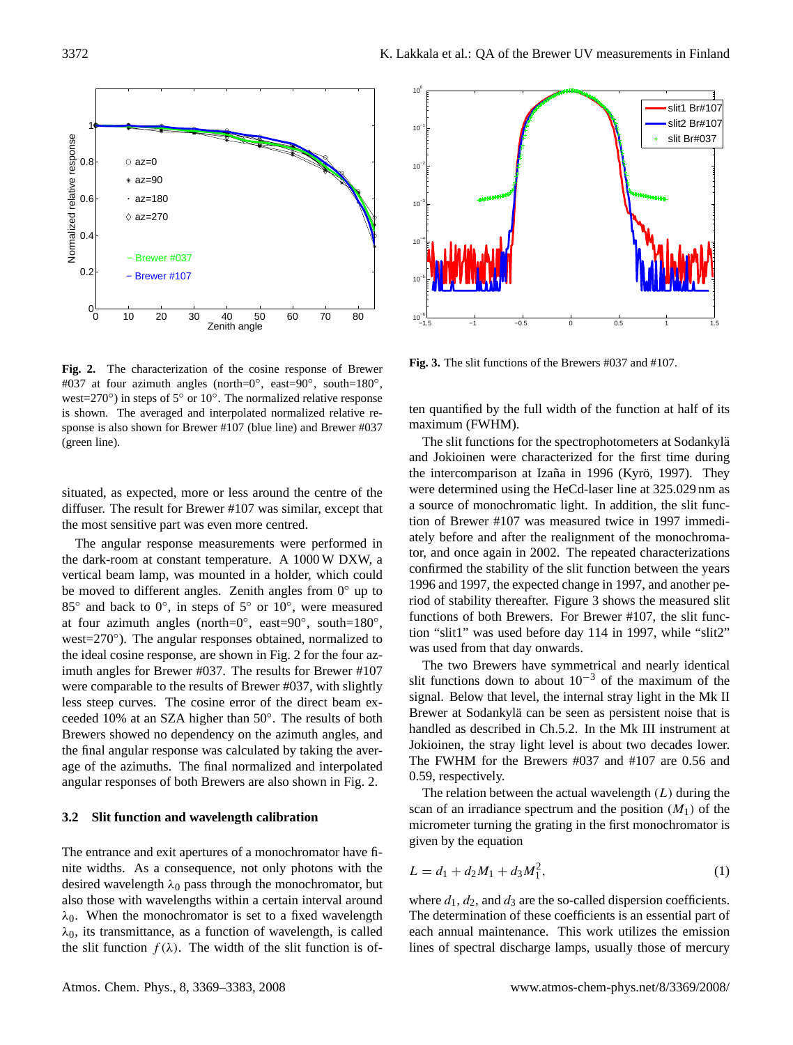**Fig. 2.** The characterization of the cosine response of Brewer #037 at four azimuth angles (north=0°, east=90°, south=180°, west=270°) in steps of 5° or 10°. The normalized relative response is shown. The averaged and interpolated normalized relative response is also shown for Brewer #107 (blue line) and Brewer #037 (green line).

**Fig. 3.** The slit functions of the Brewers #037 and #107.

situated, as expected, more or less around the centre of the diffuser. The result for Brewer #107 was similar, except that the most sensitive part was even more centred.

The angular response measurements were performed in the dark-room at constant temperature. A 1000 W DXW, a vertical beam lamp, was mounted in a holder, which could be moved to different angles. Zenith angles from 0° up to 85° and back to 0°, in steps of 5° or 10°, were measured at four azimuth angles (north=0°, east=90°, south=180°, west=270°). The angular responses obtained, normalized to the ideal cosine response, are shown in Fig. 2 for the four azimuth angles for Brewer #037. The results for Brewer #107 were comparable to the results of Brewer #037, with slightly less steep curves. The cosine error of the direct beam exceeded 10% at an SZA higher than 50°. The results of both Brewers showed no dependency on the azimuth angles, and the final angular response was calculated by taking the average of the azimuths. The final normalized and interpolated angular responses of both Brewers are also shown in Fig. 2.

### 3.2 Slit function and wavelength calibration

The entrance and exit apertures of a monochromator have finite widths. As a consequence, not only photons with the desired wavelength $\lambda_0$ pass through the monochromator, but also those with wavelengths within a certain interval around $\lambda_0$. When the monochromator is set to a fixed wavelength $\lambda_0$, its transmittance, as a function of wavelength, is called the slit function $f(\lambda)$. The width of the slit function is often quantified by the full width of the function at half of its maximum (FWHM).

The slit functions for the spectrophotometers at Sodankylä and Jokioinen were characterized for the first time during the intercomparison at Izaña in 1996 (Kyrö, 1997). They were determined using the HeCd-laser line at 325.029 nm as a source of monochromatic light. In addition, the slit function of Brewer #107 was measured twice in 1997 immediately before and after the realignment of the monochromator, and once again in 2002. The repeated characterizations confirmed the stability of the slit function between the years 1996 and 1997, the expected change in 1997, and another period of stability thereafter. Figure 3 shows the measured slit functions of both Brewers. For Brewer #107, the slit function "slit1" was used before day 114 in 1997, while "slit2" was used from that day onwards.

The two Brewers have symmetrical and nearly identical slit functions down to about $10^{-3}$ of the maximum of the signal. Below that level, the internal stray light in the Mk II Brewer at Sodankylä can be seen as persistent noise that is handled as described in Ch.5.2. In the Mk III instrument at Jokioinen, the stray light level is about two decades lower. The FWHM for the Brewers #037 and #107 are 0.56 and 0.59, respectively.

The relation between the actual wavelength ($L$) during the scan of an irradiance spectrum and the position ($M_1$) of the micrometer turning the grating in the first monochromator is given by the equation

$$L = d_1 + d_2 M_1 + d_3 M_1^2, \tag{1}$$

where $d_1$, $d_2$, and $d_3$ are the so-called dispersion coefficients. The determination of these coefficients is an essential part of each annual maintenance. This work utilizes the emission lines of spectral discharge lamps, usually those of mercury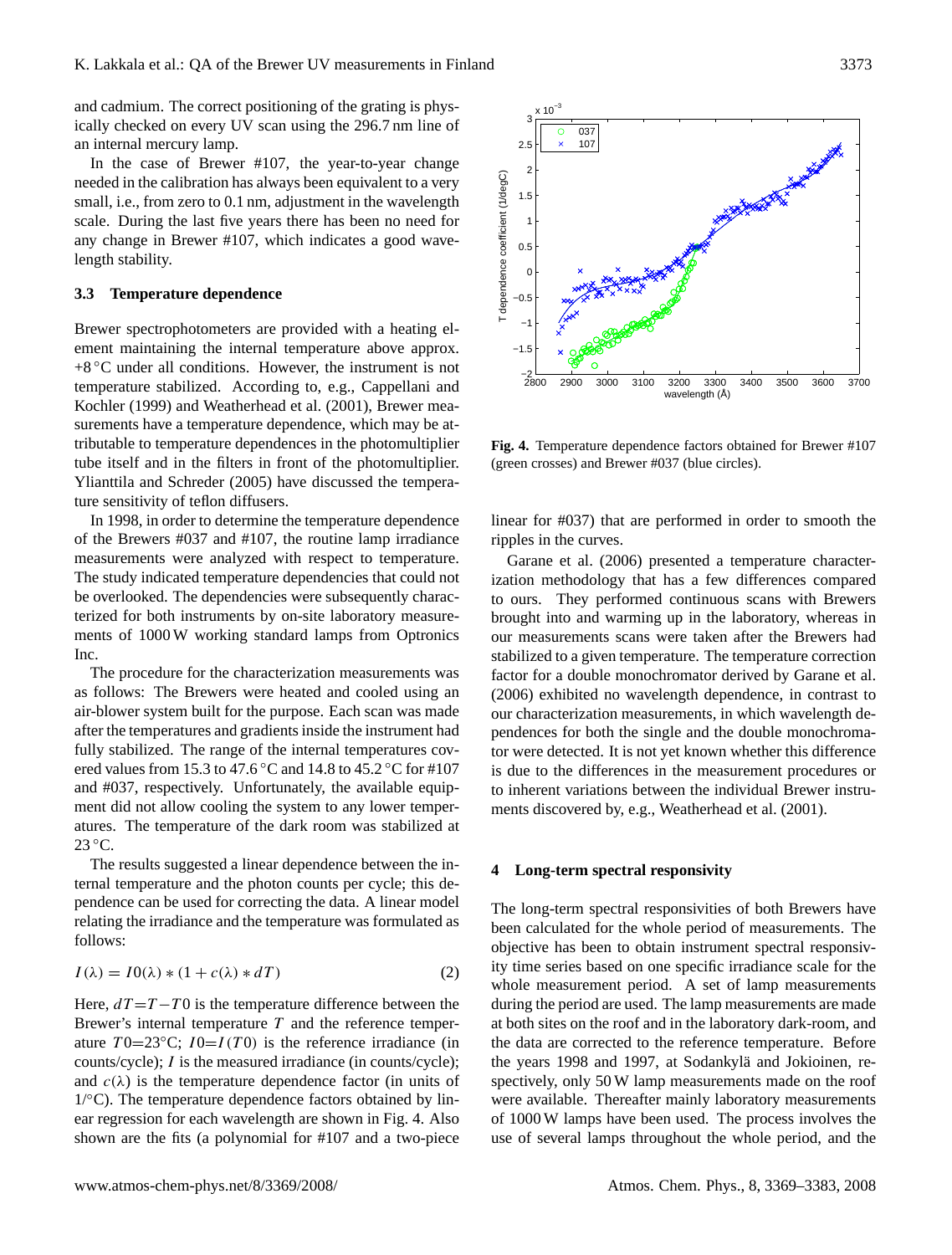and cadmium. The correct positioning of the grating is physically checked on every UV scan using the 296.7 nm line of an internal mercury lamp.

In the case of Brewer #107, the year-to-year change needed in the calibration has always been equivalent to a very small, i.e., from zero to 0.1 nm, adjustment in the wavelength scale. During the last five years there has been no need for any change in Brewer #107, which indicates a good wavelength stability.

### 3.3 Temperature dependence

Brewer spectrophotometers are provided with a heating element maintaining the internal temperature above approx. +8 °C under all conditions. However, the instrument is not temperature stabilized. According to, e.g., Cappellani and Kochler (1999) and Weatherhead et al. (2001), Brewer measurements have a temperature dependence, which may be attributable to temperature dependences in the photomultiplier tube itself and in the filters in front of the photomultiplier. Ylianttila and Schreder (2005) have discussed the temperature sensitivity of teflon diffusers.

In 1998, in order to determine the temperature dependence of the Brewers #037 and #107, the routine lamp irradiance measurements were analyzed with respect to temperature. The study indicated temperature dependencies that could not be overlooked. The dependencies were subsequently characterized for both instruments by on-site laboratory measurements of 1000 W working standard lamps from Optronics Inc.

The procedure for the characterization measurements was as follows: The Brewers were heated and cooled using an air-blower system built for the purpose. Each scan was made after the temperatures and gradients inside the instrument had fully stabilized. The range of the internal temperatures covered values from 15.3 to 47.6 °C and 14.8 to 45.2 °C for #107 and #037, respectively. Unfortunately, the available equipment did not allow cooling the system to any lower temperatures. The temperature of the dark room was stabilized at 23 °C.

The results suggested a linear dependence between the internal temperature and the photon counts per cycle; this dependence can be used for correcting the data. A linear model relating the irradiance and the temperature was formulated as follows:

$$I(\lambda) = I0(\lambda) * (1 + c(\lambda) * dT) \quad (2)$$

Here, $dT = T - T0$ is the temperature difference between the Brewer's internal temperature $T$ and the reference temperature $T0$=23°C; $I0 = I(T0)$ is the reference irradiance (in counts/cycle); $I$ is the measured irradiance (in counts/cycle); and $c(\lambda)$ is the temperature dependence factor (in units of 1/°C). The temperature dependence factors obtained by linear regression for each wavelength are shown in Fig. 4. Also shown are the fits (a polynomial for #107 and a two-piece linear for #037) that are performed in order to smooth the ripples in the curves.

**Fig. 4.** Temperature dependence factors obtained for Brewer #107 (green crosses) and Brewer #037 (blue circles).

Garane et al. (2006) presented a temperature characterization methodology that has a few differences compared to ours. They performed continuous scans with Brewers brought into and warming up in the laboratory, whereas in our measurements scans were taken after the Brewers had stabilized to a given temperature. The temperature correction factor for a double monochromator derived by Garane et al. (2006) exhibited no wavelength dependence, in contrast to our characterization measurements, in which wavelength dependences for both the single and the double monochromator were detected. It is not yet known whether this difference is due to the differences in the measurement procedures or to inherent variations between the individual Brewer instruments discovered by, e.g., Weatherhead et al. (2001).

## 4 Long-term spectral responsivity

The long-term spectral responsivities of both Brewers have been calculated for the whole period of measurements. The objective has been to obtain instrument spectral responsivity time series based on one specific irradiance scale for the whole measurement period. A set of lamp measurements during the period are used. The lamp measurements are made at both sites on the roof and in the laboratory dark-room, and the data are corrected to the reference temperature. Before the years 1998 and 1997, at Sodankylä and Jokioinen, respectively, only 50 W lamp measurements made on the roof were available. Thereafter mainly laboratory measurements of 1000 W lamps have been used. The process involves the use of several lamps throughout the whole period, and the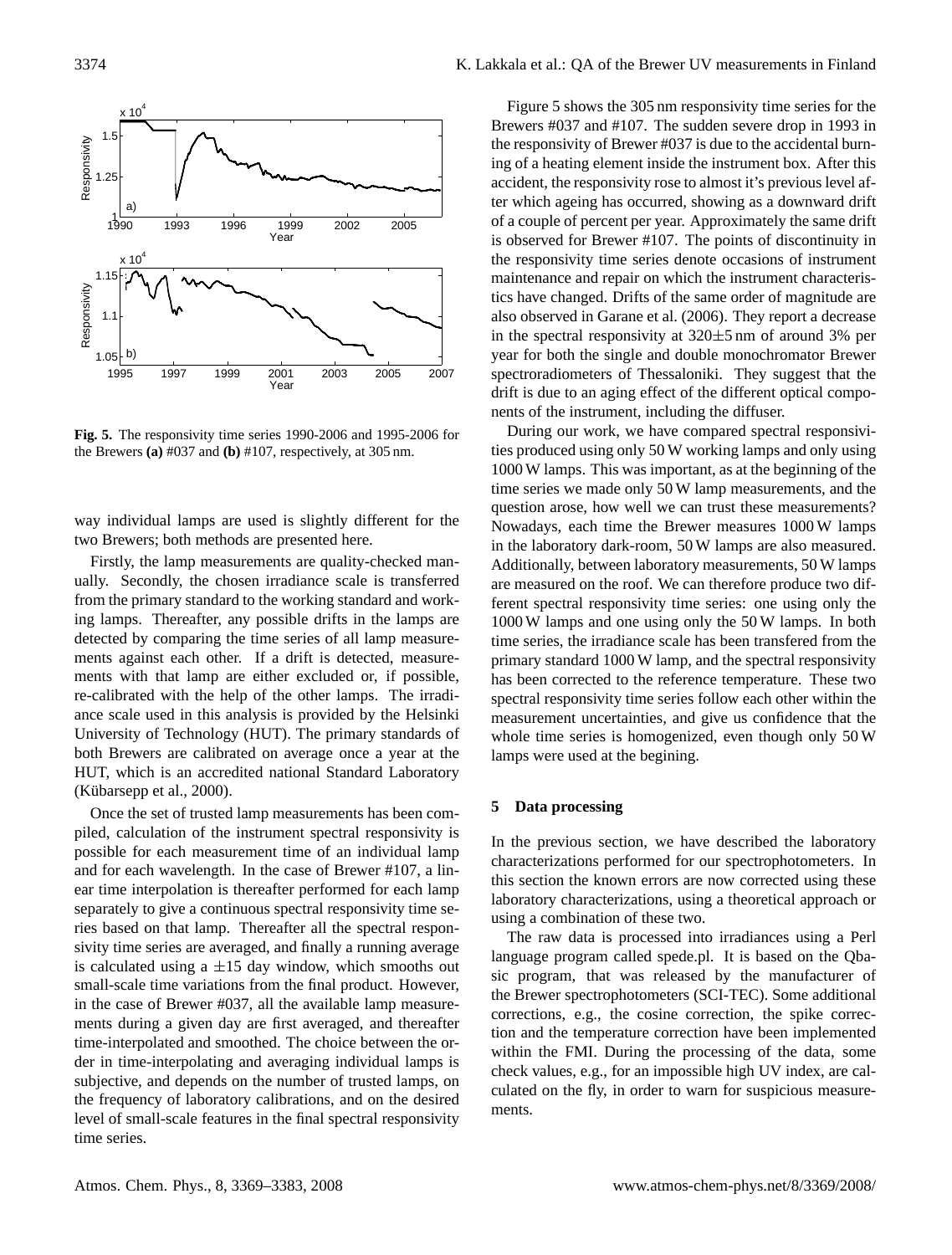**Fig. 5.** The responsivity time series 1990-2006 and 1995-2006 for the Brewers **(a)** #037 and **(b)** #107, respectively, at 305 nm.

way individual lamps are used is slightly different for the two Brewers; both methods are presented here.

Firstly, the lamp measurements are quality-checked manually. Secondly, the chosen irradiance scale is transferred from the primary standard to the working standard and working lamps. Thereafter, any possible drifts in the lamps are detected by comparing the time series of all lamp measurements against each other. If a drift is detected, measurements with that lamp are either excluded or, if possible, re-calibrated with the help of the other lamps. The irradiance scale used in this analysis is provided by the Helsinki University of Technology (HUT). The primary standards of both Brewers are calibrated on average once a year at the HUT, which is an accredited national Standard Laboratory (Kübarsepp et al., 2000).

Once the set of trusted lamp measurements has been compiled, calculation of the instrument spectral responsivity is possible for each measurement time of an individual lamp and for each wavelength. In the case of Brewer #107, a linear time interpolation is thereafter performed for each lamp separately to give a continuous spectral responsivity time series based on that lamp. Thereafter all the spectral responsivity time series are averaged, and finally a running average is calculated using a $\pm 15$ day window, which smooths out small-scale time variations from the final product. However, in the case of Brewer #037, all the available lamp measurements during a given day are first averaged, and thereafter time-interpolated and smoothed. The choice between the order in time-interpolating and averaging individual lamps is subjective, and depends on the number of trusted lamps, on the frequency of laboratory calibrations, and on the desired level of small-scale features in the final spectral responsivity time series.

Figure 5 shows the 305 nm responsivity time series for the Brewers #037 and #107. The sudden severe drop in 1993 in the responsivity of Brewer #037 is due to the accidental burning of a heating element inside the instrument box. After this accident, the responsivity rose to almost it's previous level after which ageing has occurred, showing as a downward drift of a couple of percent per year. Approximately the same drift is observed for Brewer #107. The points of discontinuity in the responsivity time series denote occasions of instrument maintenance and repair on which the instrument characteristics have changed. Drifts of the same order of magnitude are also observed in Garane et al. (2006). They report a decrease in the spectral responsivity at $320\pm5$ nm of around 3% per year for both the single and double monochromator Brewer spectroradiometers of Thessaloniki. They suggest that the drift is due to an aging effect of the different optical components of the instrument, including the diffuser.

During our work, we have compared spectral responsivities produced using only 50 W working lamps and only using 1000 W lamps. This was important, as at the beginning of the time series we made only 50 W lamp measurements, and the question arose, how well we can trust these measurements? Nowadays, each time the Brewer measures 1000 W lamps in the laboratory dark-room, 50 W lamps are also measured. Additionally, between laboratory measurements, 50 W lamps are measured on the roof. We can therefore produce two different spectral responsivity time series: one using only the 1000 W lamps and one using only the 50 W lamps. In both time series, the irradiance scale has been transfered from the primary standard 1000 W lamp, and the spectral responsivity has been corrected to the reference temperature. These two spectral responsivity time series follow each other within the measurement uncertainties, and give us confidence that the whole time series is homogenized, even though only 50 W lamps were used at the begining.

## 5 Data processing

In the previous section, we have described the laboratory characterizations performed for our spectrophotometers. In this section the known errors are now corrected using these laboratory characterizations, using a theoretical approach or using a combination of these two.

The raw data is processed into irradiances using a Perl language program called spede.pl. It is based on the Qbasic program, that was released by the manufacturer of the Brewer spectrophotometers (SCI-TEC). Some additional corrections, e.g., the cosine correction, the spike correction and the temperature correction have been implemented within the FMI. During the processing of the data, some check values, e.g., for an impossible high UV index, are calculated on the fly, in order to warn for suspicious measurements.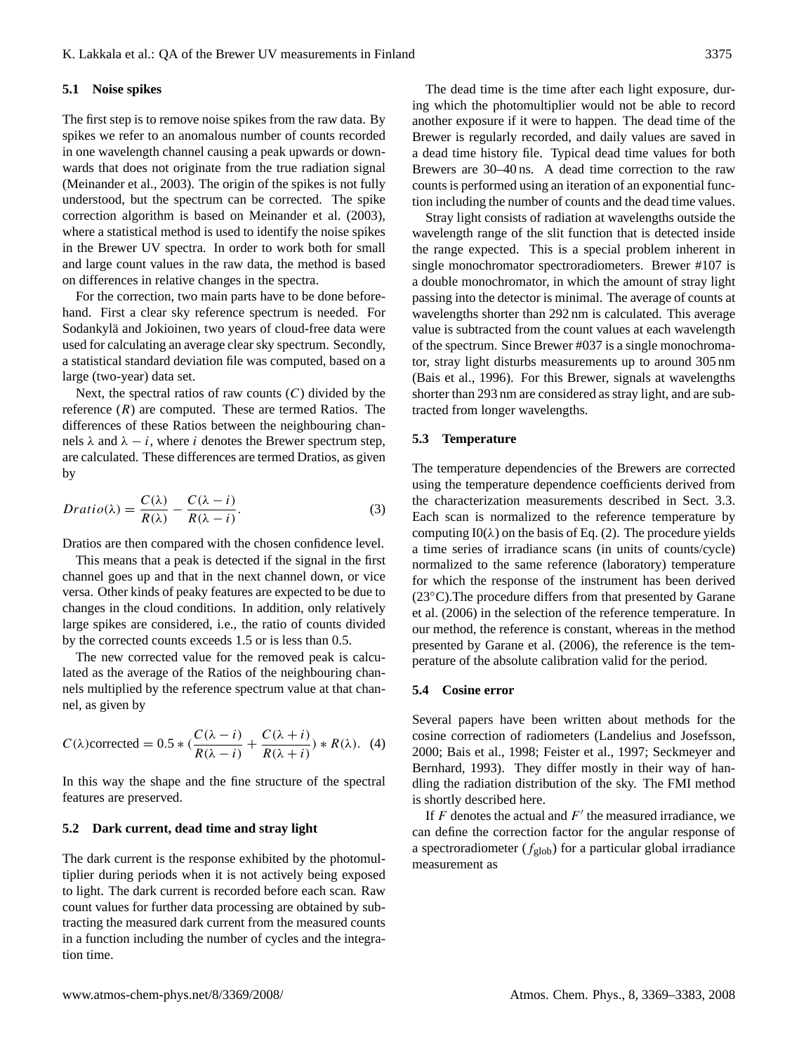### 5.1 Noise spikes

The first step is to remove noise spikes from the raw data. By spikes we refer to an anomalous number of counts recorded in one wavelength channel causing a peak upwards or downwards that does not originate from the true radiation signal (Meinander et al., 2003). The origin of the spikes is not fully understood, but the spectrum can be corrected. The spike correction algorithm is based on Meinander et al. (2003), where a statistical method is used to identify the noise spikes in the Brewer UV spectra. In order to work both for small and large count values in the raw data, the method is based on differences in relative changes in the spectra.

For the correction, two main parts have to be done beforehand. First a clear sky reference spectrum is needed. For Sodankylä and Jokioinen, two years of cloud-free data were used for calculating an average clear sky spectrum. Secondly, a statistical standard deviation file was computed, based on a large (two-year) data set.

Next, the spectral ratios of raw counts ($C$) divided by the reference ($R$) are computed. These are termed Ratios. The differences of these Ratios between the neighbouring channels $\lambda$ and $\lambda - i$, where $i$ denotes the Brewer spectrum step, are calculated. These differences are termed Dratios, as given by

$$Dratio(\lambda) = \frac{C(\lambda)}{R(\lambda)} - \frac{C(\lambda - i)}{R(\lambda - i)}. \quad (3)$$

Dratios are then compared with the chosen confidence level.

This means that a peak is detected if the signal in the first channel goes up and that in the next channel down, or vice versa. Other kinds of peaky features are expected to be due to changes in the cloud conditions. In addition, only relatively large spikes are considered, i.e., the ratio of counts divided by the corrected counts exceeds 1.5 or is less than 0.5.

The new corrected value for the removed peak is calculated as the average of the Ratios of the neighbouring channels multiplied by the reference spectrum value at that channel, as given by

$$C(\lambda)\text{corrected} = 0.5 * \left(\frac{C(\lambda - i)}{R(\lambda - i)} + \frac{C(\lambda + i)}{R(\lambda + i)}\right) * R(\lambda). \quad (4)$$

In this way the shape and the fine structure of the spectral features are preserved.

### 5.2 Dark current, dead time and stray light

The dark current is the response exhibited by the photomultiplier during periods when it is not actively being exposed to light. The dark current is recorded before each scan. Raw count values for further data processing are obtained by subtracting the measured dark current from the measured counts in a function including the number of cycles and the integration time.

The dead time is the time after each light exposure, during which the photomultiplier would not be able to record another exposure if it were to happen. The dead time of the Brewer is regularly recorded, and daily values are saved in a dead time history file. Typical dead time values for both Brewers are 30–40 ns. A dead time correction to the raw counts is performed using an iteration of an exponential function including the number of counts and the dead time values.

Stray light consists of radiation at wavelengths outside the wavelength range of the slit function that is detected inside the range expected. This is a special problem inherent in single monochromator spectroradiometers. Brewer #107 is a double monochromator, in which the amount of stray light passing into the detector is minimal. The average of counts at wavelengths shorter than 292 nm is calculated. This average value is subtracted from the count values at each wavelength of the spectrum. Since Brewer #037 is a single monochromator, stray light disturbs measurements up to around 305 nm (Bais et al., 1996). For this Brewer, signals at wavelengths shorter than 293 nm are considered as stray light, and are subtracted from longer wavelengths.

### 5.3 Temperature

The temperature dependencies of the Brewers are corrected using the temperature dependence coefficients derived from the characterization measurements described in Sect. 3.3. Each scan is normalized to the reference temperature by computing $I0(\lambda)$ on the basis of Eq. (2). The procedure yields a time series of irradiance scans (in units of counts/cycle) normalized to the same reference (laboratory) temperature for which the response of the instrument has been derived (23°C).The procedure differs from that presented by Garane et al. (2006) in the selection of the reference temperature. In our method, the reference is constant, whereas in the method presented by Garane et al. (2006), the reference is the temperature of the absolute calibration valid for the period.

### 5.4 Cosine error

Several papers have been written about methods for the cosine correction of radiometers (Landelius and Josefsson, 2000; Bais et al., 1998; Feister et al., 1997; Seckmeyer and Bernhard, 1993). They differ mostly in their way of handling the radiation distribution of the sky. The FMI method is shortly described here.

If $F$ denotes the actual and $F'$ the measured irradiance, we can define the correction factor for the angular response of a spectroradiometer ($f_{\text{glob}}$) for a particular global irradiance measurement as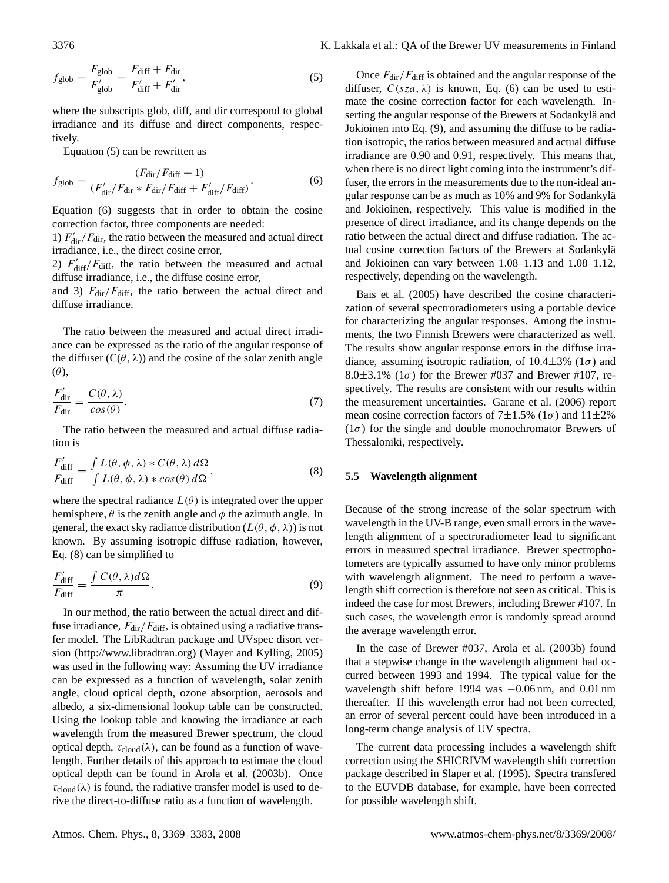$$f_{\mathrm{glob}} = \frac{F_{\mathrm{glob}}}{F'_{\mathrm{glob}}} = \frac{F_{\mathrm{diff}} + F_{\mathrm{dir}}}{F'_{\mathrm{diff}} + F'_{\mathrm{dir}}}, \tag{5}$$

where the subscripts glob, diff, and dir correspond to global irradiance and its diffuse and direct components, respectively.

Equation (5) can be rewritten as

$$f_{\mathrm{glob}} = \frac{(F_{\mathrm{dir}}/F_{\mathrm{diff}} + 1)}{(F'_{\mathrm{dir}}/F_{\mathrm{dir}} * F_{\mathrm{dir}}/F_{\mathrm{diff}} + F'_{\mathrm{diff}}/F_{\mathrm{diff}})}. \tag{6}$$

Equation (6) suggests that in order to obtain the cosine correction factor, three components are needed:

1) $F'_{\mathrm{dir}}/F_{\mathrm{dir}}$, the ratio between the measured and actual direct irradiance, i.e., the direct cosine error,

2) $F'_{\mathrm{diff}}/F_{\mathrm{diff}}$, the ratio between the measured and actual diffuse irradiance, i.e., the diffuse cosine error,

and 3) $F_{\mathrm{dir}}/F_{\mathrm{diff}}$, the ratio between the actual direct and diffuse irradiance.

The ratio between the measured and actual direct irradiance can be expressed as the ratio of the angular response of the diffuser ($C(\theta, \lambda)$) and the cosine of the solar zenith angle ($\theta$),

$$\frac{F'_{\mathrm{dir}}}{F_{\mathrm{dir}}} = \frac{C(\theta, \lambda)}{cos(\theta)}. \tag{7}$$

The ratio between the measured and actual diffuse radiation is

$$\frac{F'_{\mathrm{diff}}}{F_{\mathrm{diff}}} = \frac{\int L(\theta, \phi, \lambda) * C(\theta, \lambda)\, d\Omega}{\int L(\theta, \phi, \lambda) * cos(\theta)\, d\Omega}, \tag{8}$$

where the spectral radiance $L(\theta)$ is integrated over the upper hemisphere, $\theta$ is the zenith angle and $\phi$ the azimuth angle. In general, the exact sky radiance distribution ($L(\theta, \phi, \lambda)$) is not known. By assuming isotropic diffuse radiation, however, Eq. (8) can be simplified to

$$\frac{F'_{\mathrm{diff}}}{F_{\mathrm{diff}}} = \frac{\int C(\theta, \lambda) d\Omega}{\pi}. \tag{9}$$

In our method, the ratio between the actual direct and diffuse irradiance, $F_{\mathrm{dir}}/F_{\mathrm{diff}}$, is obtained using a radiative transfer model. The LibRadtran package and UVspec disort version (http://www.libradtran.org) (Mayer and Kylling, 2005) was used in the following way: Assuming the UV irradiance can be expressed as a function of wavelength, solar zenith angle, cloud optical depth, ozone absorption, aerosols and albedo, a six-dimensional lookup table can be constructed. Using the lookup table and knowing the irradiance at each wavelength from the measured Brewer spectrum, the cloud optical depth, $\tau_{\mathrm{cloud}}(\lambda)$, can be found as a function of wavelength. Further details of this approach to estimate the cloud optical depth can be found in Arola et al. (2003b). Once $\tau_{\mathrm{cloud}}(\lambda)$ is found, the radiative transfer model is used to derive the direct-to-diffuse ratio as a function of wavelength.

Once $F_{\mathrm{dir}}/F_{\mathrm{diff}}$ is obtained and the angular response of the diffuser, $C(sza, \lambda)$ is known, Eq. (6) can be used to estimate the cosine correction factor for each wavelength. Inserting the angular response of the Brewers at Sodankylä and Jokioinen into Eq. (9), and assuming the diffuse to be radiation isotropic, the ratios between measured and actual diffuse irradiance are 0.90 and 0.91, respectively. This means that, when there is no direct light coming into the instrument's diffuser, the errors in the measurements due to the non-ideal angular response can be as much as 10% and 9% for Sodankylä and Jokioinen, respectively. This value is modified in the presence of direct irradiance, and its change depends on the ratio between the actual direct and diffuse radiation. The actual cosine correction factors of the Brewers at Sodankylä and Jokioinen can vary between 1.08–1.13 and 1.08–1.12, respectively, depending on the wavelength.

Bais et al. (2005) have described the cosine characterization of several spectroradiometers using a portable device for characterizing the angular responses. Among the instruments, the two Finnish Brewers were characterized as well. The results show angular response errors in the diffuse irradiance, assuming isotropic radiation, of 10.4±3% ($1\sigma$) and 8.0±3.1% ($1\sigma$) for the Brewer #037 and Brewer #107, respectively. The results are consistent with our results within the measurement uncertainties. Garane et al. (2006) report mean cosine correction factors of 7±1.5% ($1\sigma$) and 11±2% ($1\sigma$) for the single and double monochromator Brewers of Thessaloniki, respectively.

### 5.5 Wavelength alignment

Because of the strong increase of the solar spectrum with wavelength in the UV-B range, even small errors in the wavelength alignment of a spectroradiometer lead to significant errors in measured spectral irradiance. Brewer spectrophotometers are typically assumed to have only minor problems with wavelength alignment. The need to perform a wavelength shift correction is therefore not seen as critical. This is indeed the case for most Brewers, including Brewer #107. In such cases, the wavelength error is randomly spread around the average wavelength error.

In the case of Brewer #037, Arola et al. (2003b) found that a stepwise change in the wavelength alignment had occurred between 1993 and 1994. The typical value for the wavelength shift before 1994 was −0.06 nm, and 0.01 nm thereafter. If this wavelength error had not been corrected, an error of several percent could have been introduced in a long-term change analysis of UV spectra.

The current data processing includes a wavelength shift correction using the SHICRIVM wavelength shift correction package described in Slaper et al. (1995). Spectra transfered to the EUVDB database, for example, have been corrected for possible wavelength shift.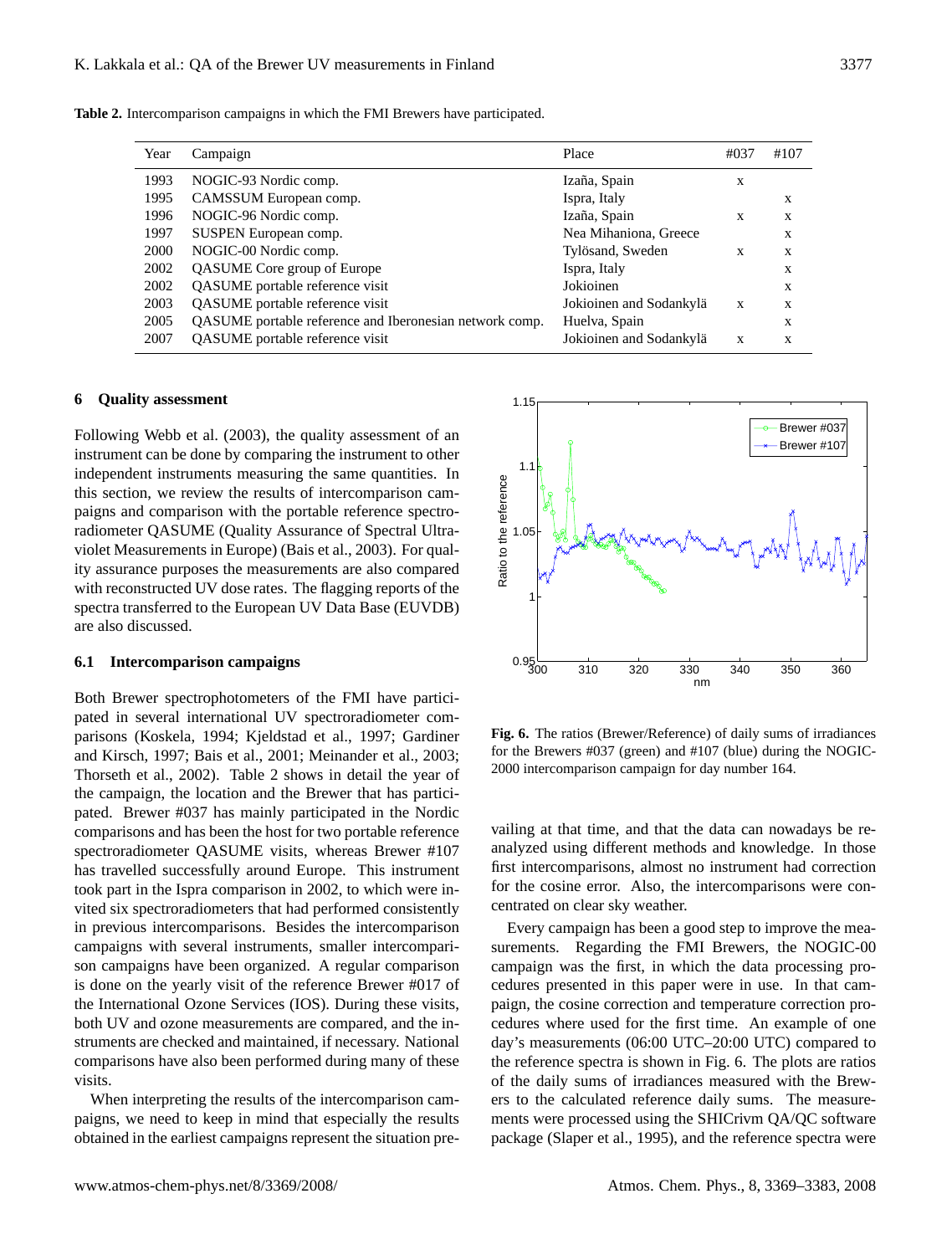**Table 2.** Intercomparison campaigns in which the FMI Brewers have participated.

| Year | Campaign | Place | #037 | #107 |
|---|---|---|---|---|
| 1993 | NOGIC-93 Nordic comp. | Izaña, Spain | x | |
| 1995 | CAMSSUM European comp. | Ispra, Italy | | x |
| 1996 | NOGIC-96 Nordic comp. | Izaña, Spain | x | x |
| 1997 | SUSPEN European comp. | Nea Mihaniona, Greece | | x |
| 2000 | NOGIC-00 Nordic comp. | Tylösand, Sweden | x | x |
| 2002 | QASUME Core group of Europe | Ispra, Italy | | x |
| 2002 | QASUME portable reference visit | Jokioinen | | x |
| 2003 | QASUME portable reference visit | Jokioinen and Sodankylä | x | x |
| 2005 | QASUME portable reference and Iberonesian network comp. | Huelva, Spain | | x |
| 2007 | QASUME portable reference visit | Jokioinen and Sodankylä | x | x |

## 6 Quality assessment

Following Webb et al. (2003), the quality assessment of an instrument can be done by comparing the instrument to other independent instruments measuring the same quantities. In this section, we review the results of intercomparison campaigns and comparison with the portable reference spectroradiometer QASUME (Quality Assurance of Spectral Ultraviolet Measurements in Europe) (Bais et al., 2003). For quality assurance purposes the measurements are also compared with reconstructed UV dose rates. The flagging reports of the spectra transferred to the European UV Data Base (EUVDB) are also discussed.

### 6.1 Intercomparison campaigns

Both Brewer spectrophotometers of the FMI have participated in several international UV spectroradiometer comparisons (Koskela, 1994; Kjeldstad et al., 1997; Gardiner and Kirsch, 1997; Bais et al., 2001; Meinander et al., 2003; Thorseth et al., 2002). Table 2 shows in detail the year of the campaign, the location and the Brewer that has participated. Brewer #037 has mainly participated in the Nordic comparisons and has been the host for two portable reference spectroradiometer QASUME visits, whereas Brewer #107 has travelled successfully around Europe. This instrument took part in the Ispra comparison in 2002, to which were invited six spectroradiometers that had performed consistently in previous intercomparisons. Besides the intercomparison campaigns with several instruments, smaller intercomparison campaigns have been organized. A regular comparison is done on the yearly visit of the reference Brewer #017 of the International Ozone Services (IOS). During these visits, both UV and ozone measurements are compared, and the instruments are checked and maintained, if necessary. National comparisons have also been performed during many of these visits.

When interpreting the results of the intercomparison campaigns, we need to keep in mind that especially the results obtained in the earliest campaigns represent the situation prevailing at that time, and that the data can nowadays be reanalyzed using different methods and knowledge. In those first intercomparisons, almost no instrument had correction for the cosine error. Also, the intercomparisons were concentrated on clear sky weather.

**Fig. 6.** The ratios (Brewer/Reference) of daily sums of irradiances for the Brewers #037 (green) and #107 (blue) during the NOGIC-2000 intercomparison campaign for day number 164.

Every campaign has been a good step to improve the measurements. Regarding the FMI Brewers, the NOGIC-00 campaign was the first, in which the data processing procedures presented in this paper were in use. In that campaign, the cosine correction and temperature correction procedures where used for the first time. An example of one day's measurements (06:00 UTC–20:00 UTC) compared to the reference spectra is shown in Fig. 6. The plots are ratios of the daily sums of irradiances measured with the Brewers to the calculated reference daily sums. The measurements were processed using the SHICrivm QA/QC software package (Slaper et al., 1995), and the reference spectra were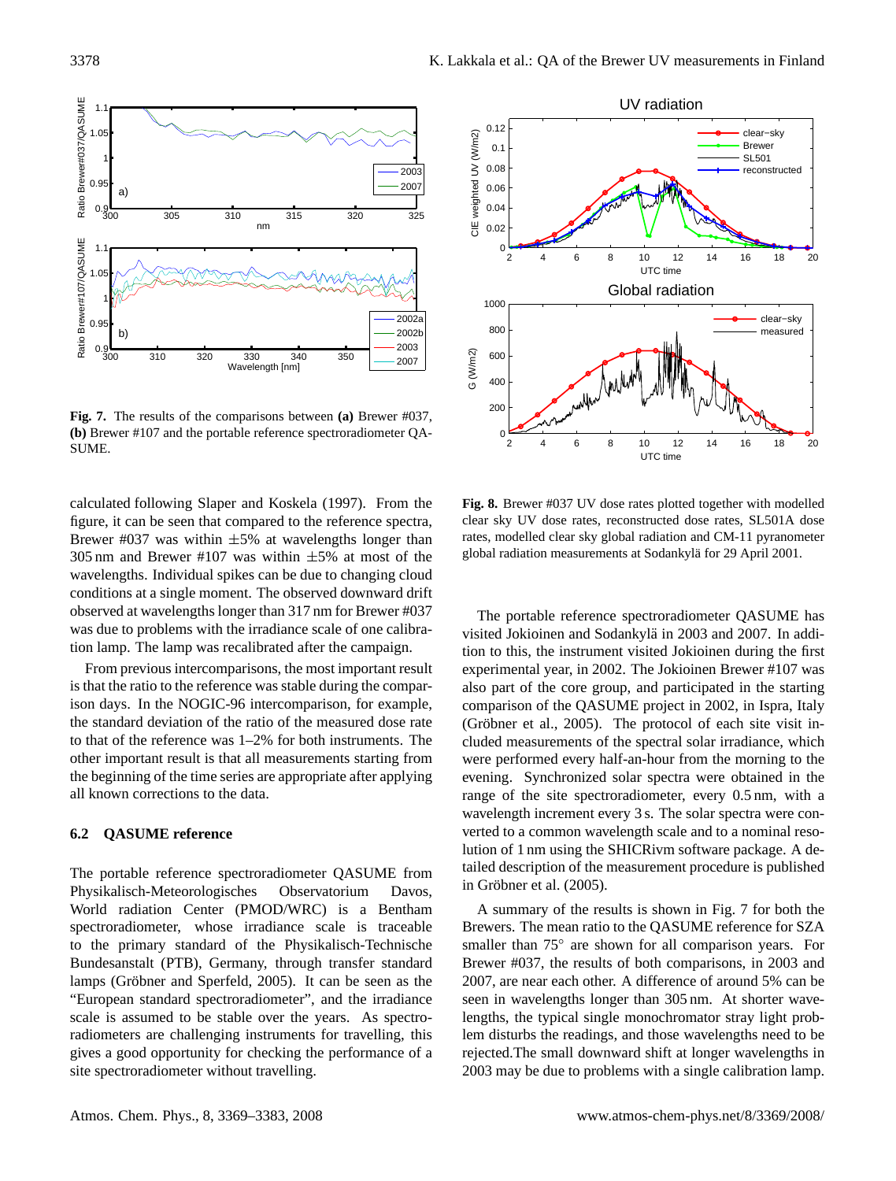**Fig. 7.** The results of the comparisons between **(a)** Brewer #037, **(b)** Brewer #107 and the portable reference spectroradiometer QASUME.

**Fig. 8.** Brewer #037 UV dose rates plotted together with modelled clear sky UV dose rates, reconstructed dose rates, SL501A dose rates, modelled clear sky global radiation and CM-11 pyranometer global radiation measurements at Sodankylä for 29 April 2001.

calculated following Slaper and Koskela (1997). From the figure, it can be seen that compared to the reference spectra, Brewer #037 was within ±5% at wavelengths longer than 305 nm and Brewer #107 was within ±5% at most of the wavelengths. Individual spikes can be due to changing cloud conditions at a single moment. The observed downward drift observed at wavelengths longer than 317 nm for Brewer #037 was due to problems with the irradiance scale of one calibration lamp. The lamp was recalibrated after the campaign.

From previous intercomparisons, the most important result is that the ratio to the reference was stable during the comparison days. In the NOGIC-96 intercomparison, for example, the standard deviation of the ratio of the measured dose rate to that of the reference was 1–2% for both instruments. The other important result is that all measurements starting from the beginning of the time series are appropriate after applying all known corrections to the data.

### 6.2 QASUME reference

The portable reference spectroradiometer QASUME from Physikalisch-Meteorologisches Observatorium Davos, World radiation Center (PMOD/WRC) is a Bentham spectroradiometer, whose irradiance scale is traceable to the primary standard of the Physikalisch-Technische Bundesanstalt (PTB), Germany, through transfer standard lamps (Gröbner and Sperfeld, 2005). It can be seen as the "European standard spectroradiometer", and the irradiance scale is assumed to be stable over the years. As spectroradiometers are challenging instruments for travelling, this gives a good opportunity for checking the performance of a site spectroradiometer without travelling.

The portable reference spectroradiometer QASUME has visited Jokioinen and Sodankylä in 2003 and 2007. In addition to this, the instrument visited Jokioinen during the first experimental year, in 2002. The Jokioinen Brewer #107 was also part of the core group, and participated in the starting comparison of the QASUME project in 2002, in Ispra, Italy (Gröbner et al., 2005). The protocol of each site visit included measurements of the spectral solar irradiance, which were performed every half-an-hour from the morning to the evening. Synchronized solar spectra were obtained in the range of the site spectroradiometer, every 0.5 nm, with a wavelength increment every 3 s. The solar spectra were converted to a common wavelength scale and to a nominal resolution of 1 nm using the SHICRivm software package. A detailed description of the measurement procedure is published in Gröbner et al. (2005).

A summary of the results is shown in Fig. 7 for both the Brewers. The mean ratio to the QASUME reference for SZA smaller than 75° are shown for all comparison years. For Brewer #037, the results of both comparisons, in 2003 and 2007, are near each other. A difference of around 5% can be seen in wavelengths longer than 305 nm. At shorter wavelengths, the typical single monochromator stray light problem disturbs the readings, and those wavelengths need to be rejected.The small downward shift at longer wavelengths in 2003 may be due to problems with a single calibration lamp.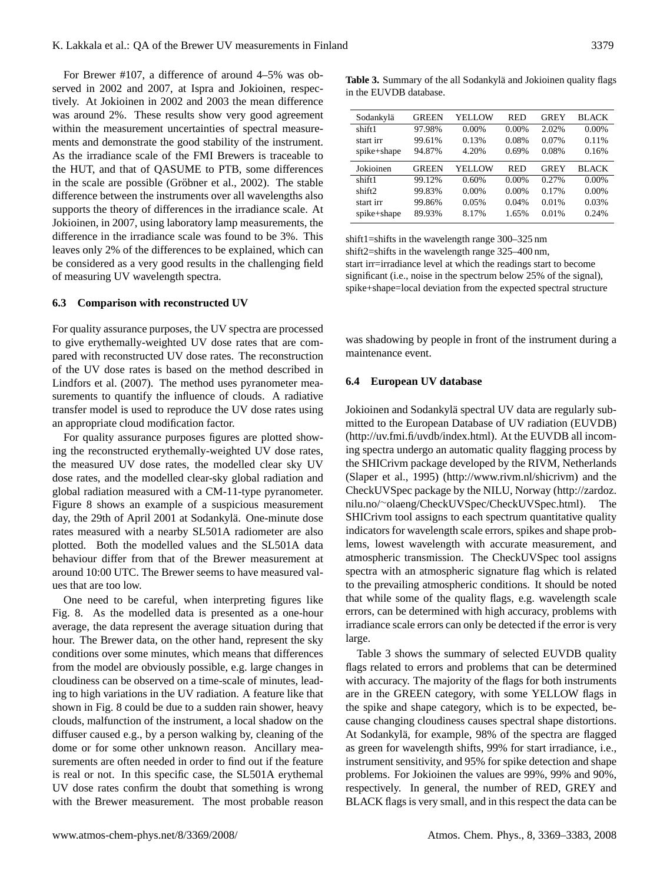For Brewer #107, a difference of around 4–5% was observed in 2002 and 2007, at Ispra and Jokioinen, respectively. At Jokioinen in 2002 and 2003 the mean difference was around 2%. These results show very good agreement within the measurement uncertainties of spectral measurements and demonstrate the good stability of the instrument. As the irradiance scale of the FMI Brewers is traceable to the HUT, and that of QASUME to PTB, some differences in the scale are possible (Gröbner et al., 2002). The stable difference between the instruments over all wavelengths also supports the theory of differences in the irradiance scale. At Jokioinen, in 2007, using laboratory lamp measurements, the difference in the irradiance scale was found to be 3%. This leaves only 2% of the differences to be explained, which can be considered as a very good results in the challenging field of measuring UV wavelength spectra.

### 6.3 Comparison with reconstructed UV

For quality assurance purposes, the UV spectra are processed to give erythemally-weighted UV dose rates that are compared with reconstructed UV dose rates. The reconstruction of the UV dose rates is based on the method described in Lindfors et al. (2007). The method uses pyranometer measurements to quantify the influence of clouds. A radiative transfer model is used to reproduce the UV dose rates using an appropriate cloud modification factor.

For quality assurance purposes figures are plotted showing the reconstructed erythemally-weighted UV dose rates, the measured UV dose rates, the modelled clear sky UV dose rates, and the modelled clear-sky global radiation and global radiation measured with a CM-11-type pyranometer. Figure 8 shows an example of a suspicious measurement day, the 29th of April 2001 at Sodankylä. One-minute dose rates measured with a nearby SL501A radiometer are also plotted. Both the modelled values and the SL501A data behaviour differ from that of the Brewer measurement at around 10:00 UTC. The Brewer seems to have measured values that are too low.

One need to be careful, when interpreting figures like Fig. 8. As the modelled data is presented as a one-hour average, the data represent the average situation during that hour. The Brewer data, on the other hand, represent the sky conditions over some minutes, which means that differences from the model are obviously possible, e.g. large changes in cloudiness can be observed on a time-scale of minutes, leading to high variations in the UV radiation. A feature like that shown in Fig. 8 could be due to a sudden rain shower, heavy clouds, malfunction of the instrument, a local shadow on the diffuser caused e.g., by a person walking by, cleaning of the dome or for some other unknown reason. Ancillary measurements are often needed in order to find out if the feature is real or not. In this specific case, the SL501A erythemal UV dose rates confirm the doubt that something is wrong with the Brewer measurement. The most probable reason was shadowing by people in front of the instrument during a maintenance event.

**Table 3.** Summary of the all Sodankylä and Jokioinen quality flags in the EUVDB database.

| Sodankylä | GREEN | YELLOW | RED | GREY | BLACK |
|---|---|---|---|---|---|
| shift1 | 97.98% | 0.00% | 0.00% | 2.02% | 0.00% |
| start irr | 99.61% | 0.13% | 0.08% | 0.07% | 0.11% |
| spike+shape | 94.87% | 4.20% | 0.69% | 0.08% | 0.16% |
| **Jokioinen** | **GREEN** | **YELLOW** | **RED** | **GREY** | **BLACK** |
| shift1 | 99.12% | 0.60% | 0.00% | 0.27% | 0.00% |
| shift2 | 99.83% | 0.00% | 0.00% | 0.17% | 0.00% |
| start irr | 99.86% | 0.05% | 0.04% | 0.01% | 0.03% |
| spike+shape | 89.93% | 8.17% | 1.65% | 0.01% | 0.24% |

shift1=shifts in the wavelength range 300–325 nm
shift2=shifts in the wavelength range 325–400 nm,
start irr=irradiance level at which the readings start to become significant (i.e., noise in the spectrum below 25% of the signal),
spike+shape=local deviation from the expected spectral structure

### 6.4 European UV database

Jokioinen and Sodankylä spectral UV data are regularly submitted to the European Database of UV radiation (EUVDB) (http://uv.fmi.fi/uvdb/index.html). At the EUVDB all incoming spectra undergo an automatic quality flagging process by the SHICrivm package developed by the RIVM, Netherlands (Slaper et al., 1995) (http://www.rivm.nl/shicrivm) and the CheckUVSpec package by the NILU, Norway (http://zardoz.nilu.no/~olaeng/CheckUVSpec/CheckUVSpec.html). The SHICrivm tool assigns to each spectrum quantitative quality indicators for wavelength scale errors, spikes and shape problems, lowest wavelength with accurate measurement, and atmospheric transmission. The CheckUVSpec tool assigns spectra with an atmospheric signature flag which is related to the prevailing atmospheric conditions. It should be noted that while some of the quality flags, e.g. wavelength scale errors, can be determined with high accuracy, problems with irradiance scale errors can only be detected if the error is very large.

Table 3 shows the summary of selected EUVDB quality flags related to errors and problems that can be determined with accuracy. The majority of the flags for both instruments are in the GREEN category, with some YELLOW flags in the spike and shape category, which is to be expected, because changing cloudiness causes spectral shape distortions. At Sodankylä, for example, 98% of the spectra are flagged as green for wavelength shifts, 99% for start irradiance, i.e., instrument sensitivity, and 95% for spike detection and shape problems. For Jokioinen the values are 99%, 99% and 90%, respectively. In general, the number of RED, GREY and BLACK flags is very small, and in this respect the data can be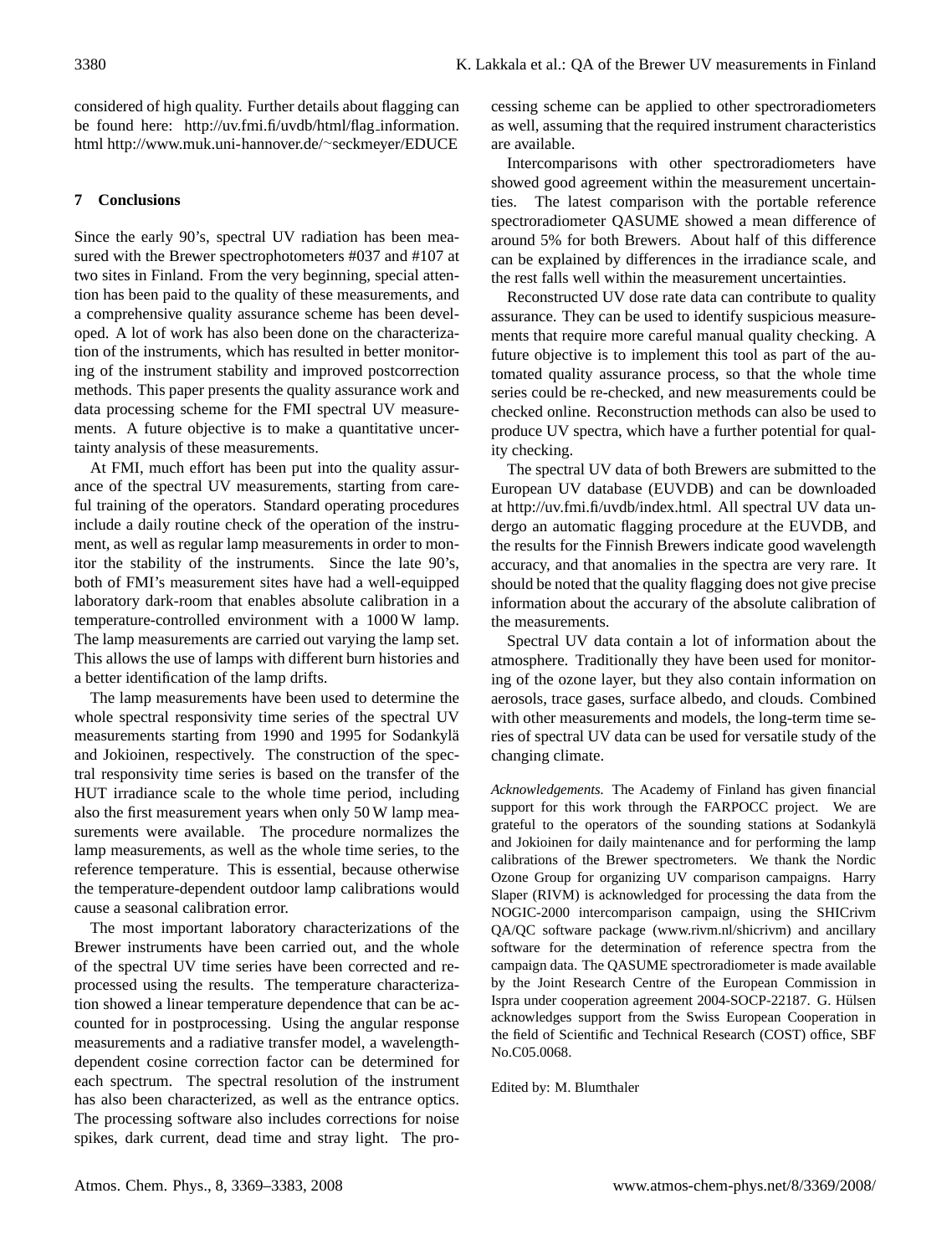considered of high quality. Further details about flagging can be found here: http://uv.fmi.fi/uvdb/html/flag_information.html http://www.muk.uni-hannover.de/~seckmeyer/EDUCE

## 7 Conclusions

Since the early 90's, spectral UV radiation has been measured with the Brewer spectrophotometers #037 and #107 at two sites in Finland. From the very beginning, special attention has been paid to the quality of these measurements, and a comprehensive quality assurance scheme has been developed. A lot of work has also been done on the characterization of the instruments, which has resulted in better monitoring of the instrument stability and improved postcorrection methods. This paper presents the quality assurance work and data processing scheme for the FMI spectral UV measurements. A future objective is to make a quantitative uncertainty analysis of these measurements.

At FMI, much effort has been put into the quality assurance of the spectral UV measurements, starting from careful training of the operators. Standard operating procedures include a daily routine check of the operation of the instrument, as well as regular lamp measurements in order to monitor the stability of the instruments. Since the late 90's, both of FMI's measurement sites have had a well-equipped laboratory dark-room that enables absolute calibration in a temperature-controlled environment with a 1000 W lamp. The lamp measurements are carried out varying the lamp set. This allows the use of lamps with different burn histories and a better identification of the lamp drifts.

The lamp measurements have been used to determine the whole spectral responsivity time series of the spectral UV measurements starting from 1990 and 1995 for Sodankylä and Jokioinen, respectively. The construction of the spectral responsivity time series is based on the transfer of the HUT irradiance scale to the whole time period, including also the first measurement years when only 50 W lamp measurements were available. The procedure normalizes the lamp measurements, as well as the whole time series, to the reference temperature. This is essential, because otherwise the temperature-dependent outdoor lamp calibrations would cause a seasonal calibration error.

The most important laboratory characterizations of the Brewer instruments have been carried out, and the whole of the spectral UV time series have been corrected and reprocessed using the results. The temperature characterization showed a linear temperature dependence that can be accounted for in postprocessing. Using the angular response measurements and a radiative transfer model, a wavelength-dependent cosine correction factor can be determined for each spectrum. The spectral resolution of the instrument has also been characterized, as well as the entrance optics. The processing software also includes corrections for noise spikes, dark current, dead time and stray light. The processing scheme can be applied to other spectroradiometers as well, assuming that the required instrument characteristics are available.

Intercomparisons with other spectroradiometers have showed good agreement within the measurement uncertainties. The latest comparison with the portable reference spectroradiometer QASUME showed a mean difference of around 5% for both Brewers. About half of this difference can be explained by differences in the irradiance scale, and the rest falls well within the measurement uncertainties.

Reconstructed UV dose rate data can contribute to quality assurance. They can be used to identify suspicious measurements that require more careful manual quality checking. A future objective is to implement this tool as part of the automated quality assurance process, so that the whole time series could be re-checked, and new measurements could be checked online. Reconstruction methods can also be used to produce UV spectra, which have a further potential for quality checking.

The spectral UV data of both Brewers are submitted to the European UV database (EUVDB) and can be downloaded at http://uv.fmi.fi/uvdb/index.html. All spectral UV data undergo an automatic flagging procedure at the EUVDB, and the results for the Finnish Brewers indicate good wavelength accuracy, and that anomalies in the spectra are very rare. It should be noted that the quality flagging does not give precise information about the accurary of the absolute calibration of the measurements.

Spectral UV data contain a lot of information about the atmosphere. Traditionally they have been used for monitoring of the ozone layer, but they also contain information on aerosols, trace gases, surface albedo, and clouds. Combined with other measurements and models, the long-term time series of spectral UV data can be used for versatile study of the changing climate.

*Acknowledgements.* The Academy of Finland has given financial support for this work through the FARPOCC project. We are grateful to the operators of the sounding stations at Sodankylä and Jokioinen for daily maintenance and for performing the lamp calibrations of the Brewer spectrometers. We thank the Nordic Ozone Group for organizing UV comparison campaigns. Harry Slaper (RIVM) is acknowledged for processing the data from the NOGIC-2000 intercomparison campaign, using the SHICrivm QA/QC software package (www.rivm.nl/shicrivm) and ancillary software for the determination of reference spectra from the campaign data. The QASUME spectroradiometer is made available by the Joint Research Centre of the European Commission in Ispra under cooperation agreement 2004-SOCP-22187. G. Hülsen acknowledges support from the Swiss European Cooperation in the field of Scientific and Technical Research (COST) office, SBF No.C05.0068.

Edited by: M. Blumthaler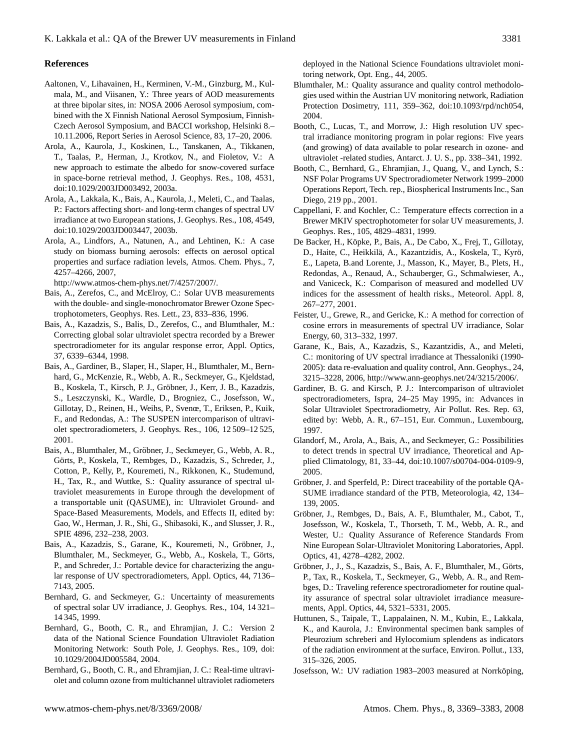## References

Aaltonen, V., Lihavainen, H., Kerminen, V.-M., Ginzburg, M., Kulmala, M., and Viisanen, Y.: Three years of AOD measurements at three bipolar sites, in: NOSA 2006 Aerosol symposium, combined with the X Finnish National Aerosol Symposium, Finnish-Czech Aerosol Symposium, and BACCI workshop, Helsinki 8.–10.11.2006, Report Series in Aerosol Science, 83, 17–20, 2006.

Arola, A., Kaurola, J., Koskinen, L., Tanskanen, A., Tikkanen, T., Taalas, P., Herman, J., Krotkov, N., and Fioletov, V.: A new approach to estimate the albedo for snow-covered surface in space-borne retrieval method, J. Geophys. Res., 108, 4531, doi:10.1029/2003JD003492, 2003a.

Arola, A., Lakkala, K., Bais, A., Kaurola, J., Meleti, C., and Taalas, P.: Factors affecting short- and long-term changes of spectral UV irradiance at two European stations, J. Geophys. Res., 108, 4549, doi:10.1029/2003JD003447, 2003b.

Arola, A., Lindfors, A., Natunen, A., and Lehtinen, K.: A case study on biomass burning aerosols: effects on aerosol optical properties and surface radiation levels, Atmos. Chem. Phys., 7, 4257–4266, 2007, http://www.atmos-chem-phys.net/7/4257/2007/.

Bais, A., Zerefos, C., and McElroy, C.: Solar UVB measurements with the double- and single-monochromator Brewer Ozone Spectrophotometers, Geophys. Res. Lett., 23, 833–836, 1996.

Bais, A., Kazadzis, S., Balis, D., Zerefos, C., and Blumthaler, M.: Correcting global solar ultraviolet spectra recorded by a Brewer spectroradiometer for its angular response error, Appl. Optics, 37, 6339–6344, 1998.

Bais, A., Gardiner, B., Slaper, H., Slaper, H., Blumthaler, M., Bernhard, G., McKenzie, R., Webb, A. R., Seckmeyer, G., Kjeldstad, B., Koskela, T., Kirsch, P. J., Gröbner, J., Kerr, J. B., Kazadzis, S., Leszczynski, K., Wardle, D., Brogniez, C., Josefsson, W., Gillotay, D., Reinen, H., Weihs, P., Svenœ, T., Eriksen, P., Kuik, F., and Redondas, A.: The SUSPEN intercomparison of ultraviolet spectroradiometers, J. Geophys. Res., 106, 12 509–12 525, 2001.

Bais, A., Blumthaler, M., Gröbner, J., Seckmeyer, G., Webb, A. R., Görts, P., Koskela, T., Rembges, D., Kazadzis, S., Schreder, J., Cotton, P., Kelly, P., Kouremeti, N., Rikkonen, K., Studemund, H., Tax, R., and Wuttke, S.: Quality assurance of spectral ultraviolet measurements in Europe through the development of a transportable unit (QASUME), in: Ultraviolet Ground- and Space-Based Measurements, Models, and Effects II, edited by: Gao, W., Herman, J. R., Shi, G., Shibasoki, K., and Slusser, J. R., SPIE 4896, 232–238, 2003.

Bais, A., Kazadzis, S., Garane, K., Kouremeti, N., Gröbner, J., Blumthaler, M., Seckmeyer, G., Webb, A., Koskela, T., Görts, P., and Schreder, J.: Portable device for characterizing the angular response of UV spectroradiometers, Appl. Optics, 44, 7136–7143, 2005.

Bernhard, G. and Seckmeyer, G.: Uncertainty of measurements of spectral solar UV irradiance, J. Geophys. Res., 104, 14 321–14 345, 1999.

Bernhard, G., Booth, C. R., and Ehramjian, J. C.: Version 2 data of the National Science Foundation Ultraviolet Radiation Monitoring Network: South Pole, J. Geophys. Res., 109, doi: 10.1029/2004JD005584, 2004.

Bernhard, G., Booth, C. R., and Ehramjian, J. C.: Real-time ultraviolet and column ozone from multichannel ultraviolet radiometers deployed in the National Science Foundations ultraviolet monitoring network, Opt. Eng., 44, 2005.

Blumthaler, M.: Quality assurance and quality control methodologies used within the Austrian UV monitoring network, Radiation Protection Dosimetry, 111, 359–362, doi:10.1093/rpd/nch054, 2004.

Booth, C., Lucas, T., and Morrow, J.: High resolution UV spectral irradiance monitoring program in polar regions: Five years (and growing) of data available to polar research in ozone- and ultraviolet -related studies, Antarct. J. U. S., pp. 338–341, 1992.

Booth, C., Bernhard, G., Ehramjian, J., Quang, V., and Lynch, S.: NSF Polar Programs UV Spectroradiometer Network 1999–2000 Operations Report, Tech. rep., Biospherical Instruments Inc., San Diego, 219 pp., 2001.

Cappellani, F. and Kochler, C.: Temperature effects correction in a Brewer MKIV spectrophotometer for solar UV measurements, J. Geophys. Res., 105, 4829–4831, 1999.

De Backer, H., Köpke, P., Bais, A., De Cabo, X., Frej, T., Gillotay, D., Haite, C., Heikkilä, A., Kazantzidis, A., Koskela, T., Kyrö, E., Lapeta, B.and Lorente, J., Masson, K., Mayer, B., Plets, H., Redondas, A., Renaud, A., Schauberger, G., Schmalwieser, A., and Vaniceck, K.: Comparison of measured and modelled UV indices for the assessment of health risks., Meteorol. Appl. 8, 267–277, 2001.

Feister, U., Grewe, R., and Gericke, K.: A method for correction of cosine errors in measurements of spectral UV irradiance, Solar Energy, 60, 313–332, 1997.

Garane, K., Bais, A., Kazadzis, S., Kazantzidis, A., and Meleti, C.: monitoring of UV spectral irradiance at Thessaloniki (1990-2005): data re-evaluation and quality control, Ann. Geophys., 24, 3215–3228, 2006, http://www.ann-geophys.net/24/3215/2006/.

Gardiner, B. G. and Kirsch, P. J.: Intercomparison of ultraviolet spectroradiometers, Ispra, 24–25 May 1995, in: Advances in Solar Ultraviolet Spectroradiometry, Air Pollut. Res. Rep. 63, edited by: Webb, A. R., 67–151, Eur. Commun., Luxembourg, 1997.

Glandorf, M., Arola, A., Bais, A., and Seckmeyer, G.: Possibilities to detect trends in spectral UV irradiance, Theoretical and Applied Climatology, 81, 33–44, doi:10.1007/s00704-004-0109-9, 2005.

Gröbner, J. and Sperfeld, P.: Direct traceability of the portable QASUME irradiance standard of the PTB, Meteorologia, 42, 134–139, 2005.

Gröbner, J., Rembges, D., Bais, A. F., Blumthaler, M., Cabot, T., Josefsson, W., Koskela, T., Thorseth, T. M., Webb, A. R., and Wester, U.: Quality Assurance of Reference Standards From Nine European Solar-Ultraviolet Monitoring Laboratories, Appl. Optics, 41, 4278–4282, 2002.

Gröbner, J., J., S., Kazadzis, S., Bais, A. F., Blumthaler, M., Görts, P., Tax, R., Koskela, T., Seckmeyer, G., Webb, A. R., and Rembges, D.: Traveling reference spectroradiometer for routine quality assurance of spectral solar ultraviolet irradiance measurements, Appl. Optics, 44, 5321–5331, 2005.

Huttunen, S., Taipale, T., Lappalainen, N. M., Kubin, E., Lakkala, K., and Kaurola, J.: Environmental specimen bank samples of Pleurozium schreberi and Hylocomium splendens as indicators of the radiation environment at the surface, Environ. Pollut., 133, 315–326, 2005.

Josefsson, W.: UV radiation 1983–2003 measured at Norrköping,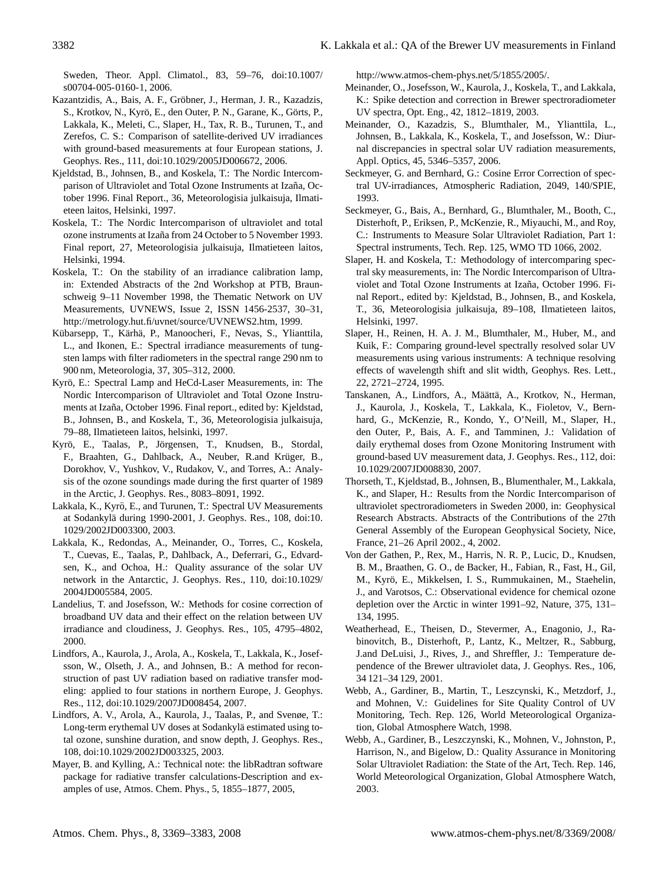Sweden, Theor. Appl. Climatol., 83, 59–76, doi:10.1007/s00704-005-0160-1, 2006.

Kazantzidis, A., Bais, A. F., Gröbner, J., Herman, J. R., Kazadzis, S., Krotkov, N., Kyrö, E., den Outer, P. N., Garane, K., Görts, P., Lakkala, K., Meleti, C., Slaper, H., Tax, R. B., Turunen, T., and Zerefos, C. S.: Comparison of satellite-derived UV irradiances with ground-based measurements at four European stations, J. Geophys. Res., 111, doi:10.1029/2005JD006672, 2006.

Kjeldstad, B., Johnsen, B., and Koskela, T.: The Nordic Intercomparison of Ultraviolet and Total Ozone Instruments at Izaña, October 1996. Final Report., 36, Meteorologisia julkaisuja, Ilmatieteen laitos, Helsinki, 1997.

Koskela, T.: The Nordic Intercomparison of ultraviolet and total ozone instruments at Izaña from 24 October to 5 November 1993. Final report, 27, Meteorologisia julkaisuja, Ilmatieteen laitos, Helsinki, 1994.

Koskela, T.: On the stability of an irradiance calibration lamp, in: Extended Abstracts of the 2nd Workshop at PTB, Braunschweig 9–11 November 1998, the Thematic Network on UV Measurements, UVNEWS, Issue 2, ISSN 1456-2537, 30–31, http://metrology.hut.fi/uvnet/source/UVNEWS2.htm, 1999.

Kübarsepp, T., Kärhä, P., Manoocheri, F., Nevas, S., Ylianttila, L., and Ikonen, E.: Spectral irradiance measurements of tungsten lamps with filter radiometers in the spectral range 290 nm to 900 nm, Meteorologia, 37, 305–312, 2000.

Kyrö, E.: Spectral Lamp and HeCd-Laser Measurements, in: The Nordic Intercomparison of Ultraviolet and Total Ozone Instruments at Izaña, October 1996. Final report., edited by: Kjeldstad, B., Johnsen, B., and Koskela, T., 36, Meteorologisia julkaisuja, 79–88, Ilmatieteen laitos, helsinki, 1997.

Kyrö, E., Taalas, P., Jörgensen, T., Knudsen, B., Stordal, F., Braahten, G., Dahlback, A., Neuber, R.and Krüger, B., Dorokhov, V., Yushkov, V., Rudakov, V., and Torres, A.: Analysis of the ozone soundings made during the first quarter of 1989 in the Arctic, J. Geophys. Res., 8083–8091, 1992.

Lakkala, K., Kyrö, E., and Turunen, T.: Spectral UV Measurements at Sodankylä during 1990-2001, J. Geophys. Res., 108, doi:10.1029/2002JD003300, 2003.

Lakkala, K., Redondas, A., Meinander, O., Torres, C., Koskela, T., Cuevas, E., Taalas, P., Dahlback, A., Deferrari, G., Edvardsen, K., and Ochoa, H.: Quality assurance of the solar UV network in the Antarctic, J. Geophys. Res., 110, doi:10.1029/2004JD005584, 2005.

Landelius, T. and Josefsson, W.: Methods for cosine correction of broadband UV data and their effect on the relation between UV irradiance and cloudiness, J. Geophys. Res., 105, 4795–4802, 2000.

Lindfors, A., Kaurola, J., Arola, A., Koskela, T., Lakkala, K., Josefsson, W., Olseth, J. A., and Johnsen, B.: A method for reconstruction of past UV radiation based on radiative transfer modeling: applied to four stations in northern Europe, J. Geophys. Res., 112, doi:10.1029/2007JD008454, 2007.

Lindfors, A. V., Arola, A., Kaurola, J., Taalas, P., and Svenøe, T.: Long-term erythemal UV doses at Sodankylä estimated using total ozone, sunshine duration, and snow depth, J. Geophys. Res., 108, doi:10.1029/2002JD003325, 2003.

Mayer, B. and Kylling, A.: Technical note: the libRadtran software package for radiative transfer calculations-Description and examples of use, Atmos. Chem. Phys., 5, 1855–1877, 2005, http://www.atmos-chem-phys.net/5/1855/2005/.

Meinander, O., Josefsson, W., Kaurola, J., Koskela, T., and Lakkala, K.: Spike detection and correction in Brewer spectroradiometer UV spectra, Opt. Eng., 42, 1812–1819, 2003.

Meinander, O., Kazadzis, S., Blumthaler, M., Ylianttila, L., Johnsen, B., Lakkala, K., Koskela, T., and Josefsson, W.: Diurnal discrepancies in spectral solar UV radiation measurements, Appl. Optics, 45, 5346–5357, 2006.

Seckmeyer, G. and Bernhard, G.: Cosine Error Correction of spectral UV-irradiances, Atmospheric Radiation, 2049, 140/SPIE, 1993.

Seckmeyer, G., Bais, A., Bernhard, G., Blumthaler, M., Booth, C., Disterhoft, P., Eriksen, P., McKenzie, R., Miyauchi, M., and Roy, C.: Instruments to Measure Solar Ultraviolet Radiation, Part 1: Spectral instruments, Tech. Rep. 125, WMO TD 1066, 2002.

Slaper, H. and Koskela, T.: Methodology of intercomparing spectral sky measurements, in: The Nordic Intercomparison of Ultraviolet and Total Ozone Instruments at Izaña, October 1996. Final Report., edited by: Kjeldstad, B., Johnsen, B., and Koskela, T., 36, Meteorologisia julkaisuja, 89–108, Ilmatieteen laitos, Helsinki, 1997.

Slaper, H., Reinen, H. A. J. M., Blumthaler, M., Huber, M., and Kuik, F.: Comparing ground-level spectrally resolved solar UV measurements using various instruments: A technique resolving effects of wavelength shift and slit width, Geophys. Res. Lett., 22, 2721–2724, 1995.

Tanskanen, A., Lindfors, A., Määttä, A., Krotkov, N., Herman, J., Kaurola, J., Koskela, T., Lakkala, K., Fioletov, V., Bernhard, G., McKenzie, R., Kondo, Y., O'Neill, M., Slaper, H., den Outer, P., Bais, A. F., and Tamminen, J.: Validation of daily erythemal doses from Ozone Monitoring Instrument with ground-based UV measurement data, J. Geophys. Res., 112, doi:10.1029/2007JD008830, 2007.

Thorseth, T., Kjeldstad, B., Johnsen, B., Blumenthaler, M., Lakkala, K., and Slaper, H.: Results from the Nordic Intercomparison of ultraviolet spectroradiometers in Sweden 2000, in: Geophysical Research Abstracts. Abstracts of the Contributions of the 27th General Assembly of the European Geophysical Society, Nice, France, 21–26 April 2002., 4, 2002.

Von der Gathen, P., Rex, M., Harris, N. R. P., Lucic, D., Knudsen, B. M., Braathen, G. O., de Backer, H., Fabian, R., Fast, H., Gil, M., Kyrö, E., Mikkelsen, I. S., Rummukainen, M., Staehelin, J., and Varotsos, C.: Observational evidence for chemical ozone depletion over the Arctic in winter 1991–92, Nature, 375, 131–134, 1995.

Weatherhead, E., Theisen, D., Stevermer, A., Enagonio, J., Rabinovitch, B., Disterhoft, P., Lantz, K., Meltzer, R., Sabburg, J.and DeLuisi, J., Rives, J., and Shreffler, J.: Temperature dependence of the Brewer ultraviolet data, J. Geophys. Res., 106, 34 121–34 129, 2001.

Webb, A., Gardiner, B., Martin, T., Leszcynski, K., Metzdorf, J., and Mohnen, V.: Guidelines for Site Quality Control of UV Monitoring, Tech. Rep. 126, World Meteorological Organization, Global Atmosphere Watch, 1998.

Webb, A., Gardiner, B., Leszczynski, K., Mohnen, V., Johnston, P., Harrison, N., and Bigelow, D.: Quality Assurance in Monitoring Solar Ultraviolet Radiation: the State of the Art, Tech. Rep. 146, World Meteorological Organization, Global Atmosphere Watch, 2003.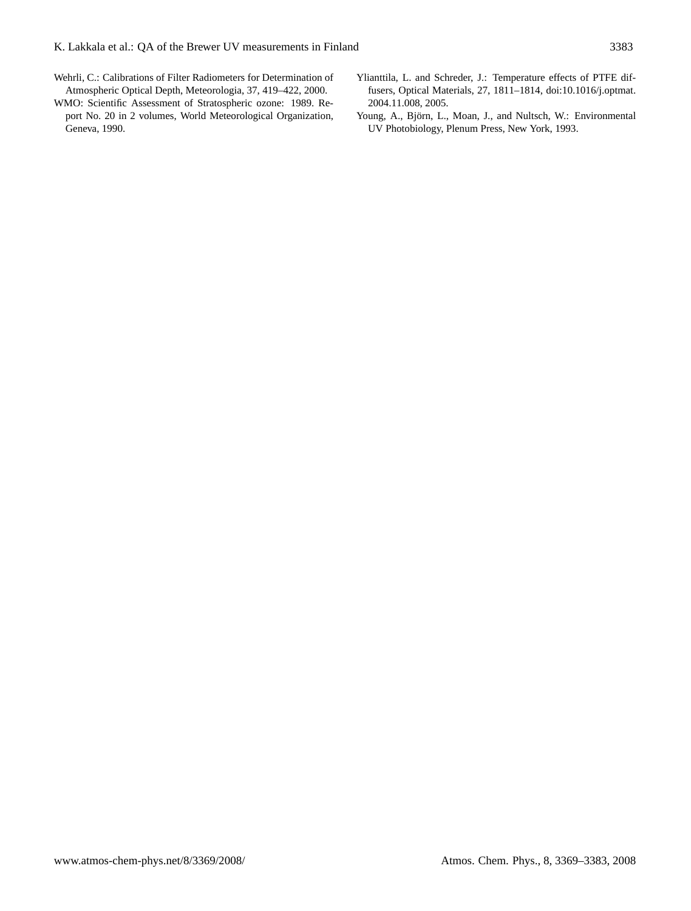Wehrli, C.: Calibrations of Filter Radiometers for Determination of Atmospheric Optical Depth, Meteorologia, 37, 419–422, 2000.

WMO: Scientific Assessment of Stratospheric ozone: 1989. Report No. 20 in 2 volumes, World Meteorological Organization, Geneva, 1990.

Ylianttila, L. and Schreder, J.: Temperature effects of PTFE diffusers, Optical Materials, 27, 1811–1814, doi:10.1016/j.optmat.2004.11.008, 2005.

Young, A., Björn, L., Moan, J., and Nultsch, W.: Environmental UV Photobiology, Plenum Press, New York, 1993.